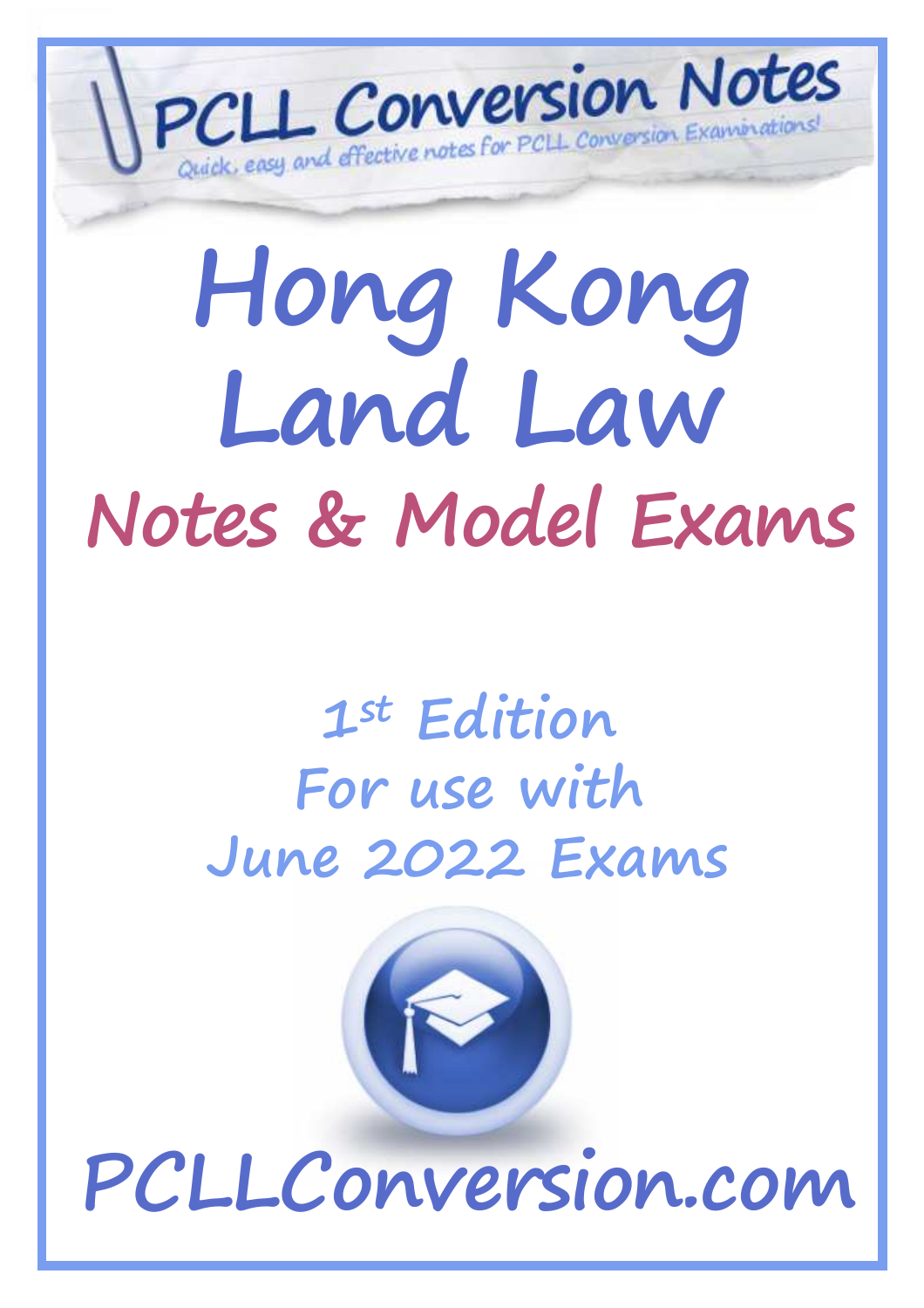# PCLL Conversion Notes

*Quick, easy and effective notes for PCLL Conversion Examinations!*

# Hong Kong Land Law

## Notes & Model Exams

### 1st Edition
### For use with
### June 2022 Exams

**PCLLConversion.com**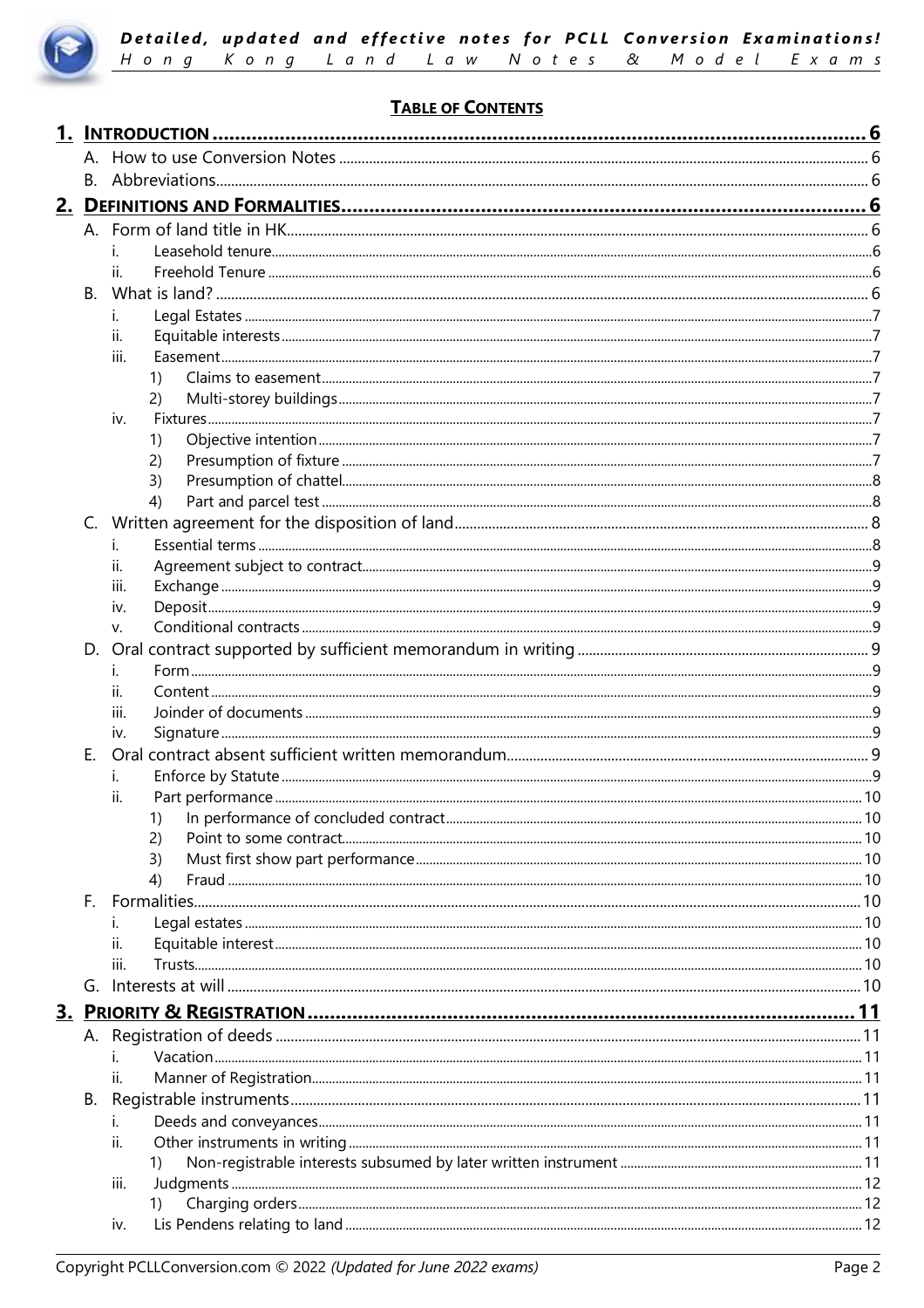**TABLE OF CONTENTS**

1. **INTRODUCTION** ..... 6
   - A. How to use Conversion Notes ..... 6
   - B. Abbreviations ..... 6
2. **DEFINITIONS AND FORMALITIES** ..... 6
   - A. Form of land title in HK ..... 6
     - i. Leasehold tenure ..... 6
     - ii. Freehold Tenure ..... 6
   - B. What is land? ..... 6
     - i. Legal Estates ..... 7
     - ii. Equitable interests ..... 7
     - iii. Easement ..... 7
       - 1) Claims to easement ..... 7
       - 2) Multi-storey buildings ..... 7
     - iv. Fixtures ..... 7
       - 1) Objective intention ..... 7
       - 2) Presumption of fixture ..... 7
       - 3) Presumption of chattel ..... 8
       - 4) Part and parcel test ..... 8
   - C. Written agreement for the disposition of land ..... 8
     - i. Essential terms ..... 8
     - ii. Agreement subject to contract ..... 9
     - iii. Exchange ..... 9
     - iv. Deposit ..... 9
     - v. Conditional contracts ..... 9
   - D. Oral contract supported by sufficient memorandum in writing ..... 9
     - i. Form ..... 9
     - ii. Content ..... 9
     - iii. Joinder of documents ..... 9
     - iv. Signature ..... 9
   - E. Oral contract absent sufficient written memorandum ..... 9
     - i. Enforce by Statute ..... 9
     - ii. Part performance ..... 10
       - 1) In performance of concluded contract ..... 10
       - 2) Point to some contract ..... 10
       - 3) Must first show part performance ..... 10
       - 4) Fraud ..... 10
   - F. Formalities ..... 10
     - i. Legal estates ..... 10
     - ii. Equitable interest ..... 10
     - iii. Trusts ..... 10
   - G. Interests at will ..... 10
3. **PRIORITY & REGISTRATION** ..... 11
   - A. Registration of deeds ..... 11
     - i. Vacation ..... 11
     - ii. Manner of Registration ..... 11
   - B. Registrable instruments ..... 11
     - i. Deeds and conveyances ..... 11
     - ii. Other instruments in writing ..... 11
       - 1) Non-registrable interests subsumed by later written instrument ..... 11
     - iii. Judgments ..... 12
       - 1) Charging orders ..... 12
     - iv. Lis Pendens relating to land ..... 12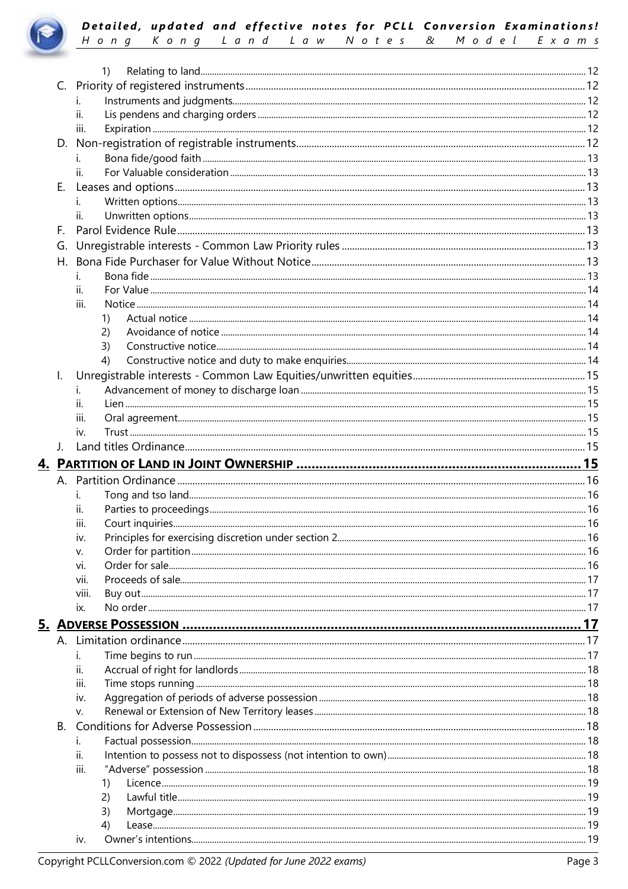1) Relating to land ..... 12

C. Priority of registered instruments ..... 12

i. Instruments and judgments ..... 12

ii. Lis pendens and charging orders ..... 12

iii. Expiration ..... 12

D. Non-registration of registrable instruments ..... 12

i. Bona fide/good faith ..... 13

ii. For Valuable consideration ..... 13

E. Leases and options ..... 13

i. Written options ..... 13

ii. Unwritten options ..... 13

F. Parol Evidence Rule ..... 13

G. Unregistrable interests - Common Law Priority rules ..... 13

H. Bona Fide Purchaser for Value Without Notice ..... 13

i. Bona fide ..... 13

ii. For Value ..... 14

iii. Notice ..... 14

1) Actual notice ..... 14

2) Avoidance of notice ..... 14

3) Constructive notice ..... 14

4) Constructive notice and duty to make enquiries ..... 14

I. Unregistrable interests - Common Law Equities/unwritten equities ..... 15

i. Advancement of money to discharge loan ..... 15

ii. Lien ..... 15

iii. Oral agreement ..... 15

iv. Trust ..... 15

J. Land titles Ordinance ..... 15

**4. PARTITION OF LAND IN JOINT OWNERSHIP ..... 15**

A. Partition Ordinance ..... 16

i. Tong and tso land ..... 16

ii. Parties to proceedings ..... 16

iii. Court inquiries ..... 16

iv. Principles for exercising discretion under section 2 ..... 16

v. Order for partition ..... 16

vi. Order for sale ..... 16

vii. Proceeds of sale ..... 17

viii. Buy out ..... 17

ix. No order ..... 17

**5. ADVERSE POSSESSION ..... 17**

A. Limitation ordinance ..... 17

i. Time begins to run ..... 17

ii. Accrual of right for landlords ..... 18

iii. Time stops running ..... 18

iv. Aggregation of periods of adverse possession ..... 18

v. Renewal or Extension of New Territory leases ..... 18

B. Conditions for Adverse Possession ..... 18

i. Factual possession ..... 18

ii. Intention to possess not to dispossess (not intention to own) ..... 18

iii. "Adverse" possession ..... 18

1) Licence ..... 19

2) Lawful title ..... 19

3) Mortgage ..... 19

4) Lease ..... 19

iv. Owner's intentions ..... 19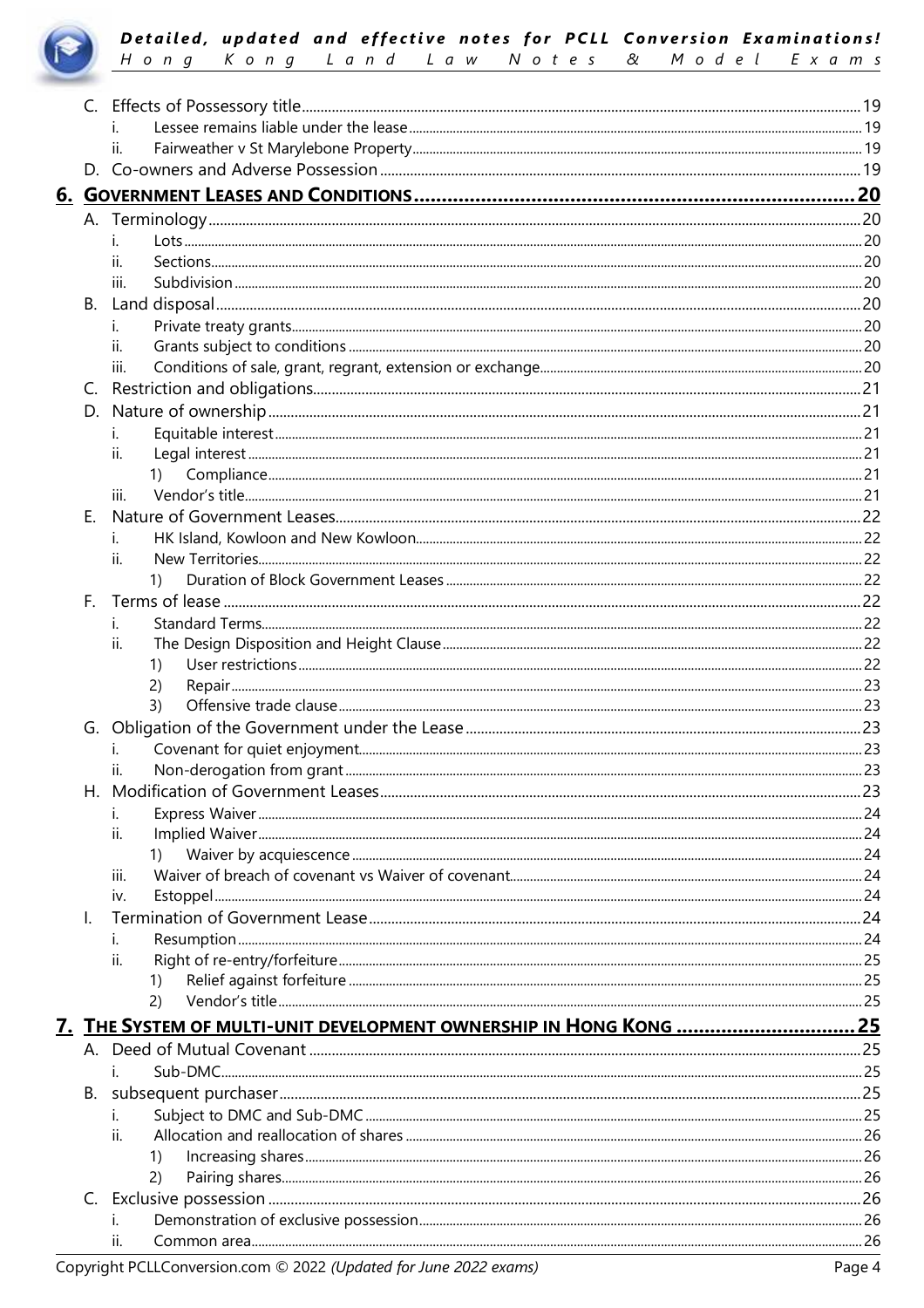- C. Effects of Possessory title ... 19
  - i. Lessee remains liable under the lease ... 19
  - ii. Fairweather v St Marylebone Property ... 19
- D. Co-owners and Adverse Possession ... 19

**6. GOVERNMENT LEASES AND CONDITIONS ... 20**

- A. Terminology ... 20
  - i. Lots ... 20
  - ii. Sections ... 20
  - iii. Subdivision ... 20
- B. Land disposal ... 20
  - i. Private treaty grants ... 20
  - ii. Grants subject to conditions ... 20
  - iii. Conditions of sale, grant, regrant, extension or exchange ... 20
- C. Restriction and obligations ... 21
- D. Nature of ownership ... 21
  - i. Equitable interest ... 21
  - ii. Legal interest ... 21
    - 1) Compliance ... 21
  - iii. Vendor's title ... 21
- E. Nature of Government Leases ... 22
  - i. HK Island, Kowloon and New Kowloon ... 22
  - ii. New Territories ... 22
    - 1) Duration of Block Government Leases ... 22
- F. Terms of lease ... 22
  - i. Standard Terms ... 22
  - ii. The Design Disposition and Height Clause ... 22
    - 1) User restrictions ... 22
    - 2) Repair ... 23
    - 3) Offensive trade clause ... 23
- G. Obligation of the Government under the Lease ... 23
  - i. Covenant for quiet enjoyment ... 23
  - ii. Non-derogation from grant ... 23
- H. Modification of Government Leases ... 23
  - i. Express Waiver ... 24
  - ii. Implied Waiver ... 24
    - 1) Waiver by acquiescence ... 24
  - iii. Waiver of breach of covenant vs Waiver of covenant ... 24
  - iv. Estoppel ... 24
- I. Termination of Government Lease ... 24
  - i. Resumption ... 24
  - ii. Right of re-entry/forfeiture ... 25
    - 1) Relief against forfeiture ... 25
    - 2) Vendor's title ... 25

**7. THE SYSTEM OF MULTI-UNIT DEVELOPMENT OWNERSHIP IN HONG KONG ... 25**

- A. Deed of Mutual Covenant ... 25
  - i. Sub-DMC ... 25
- B. subsequent purchaser ... 25
  - i. Subject to DMC and Sub-DMC ... 25
  - ii. Allocation and reallocation of shares ... 26
    - 1) Increasing shares ... 26
    - 2) Pairing shares ... 26
- C. Exclusive possession ... 26
  - i. Demonstration of exclusive possession ... 26
  - ii. Common area ... 26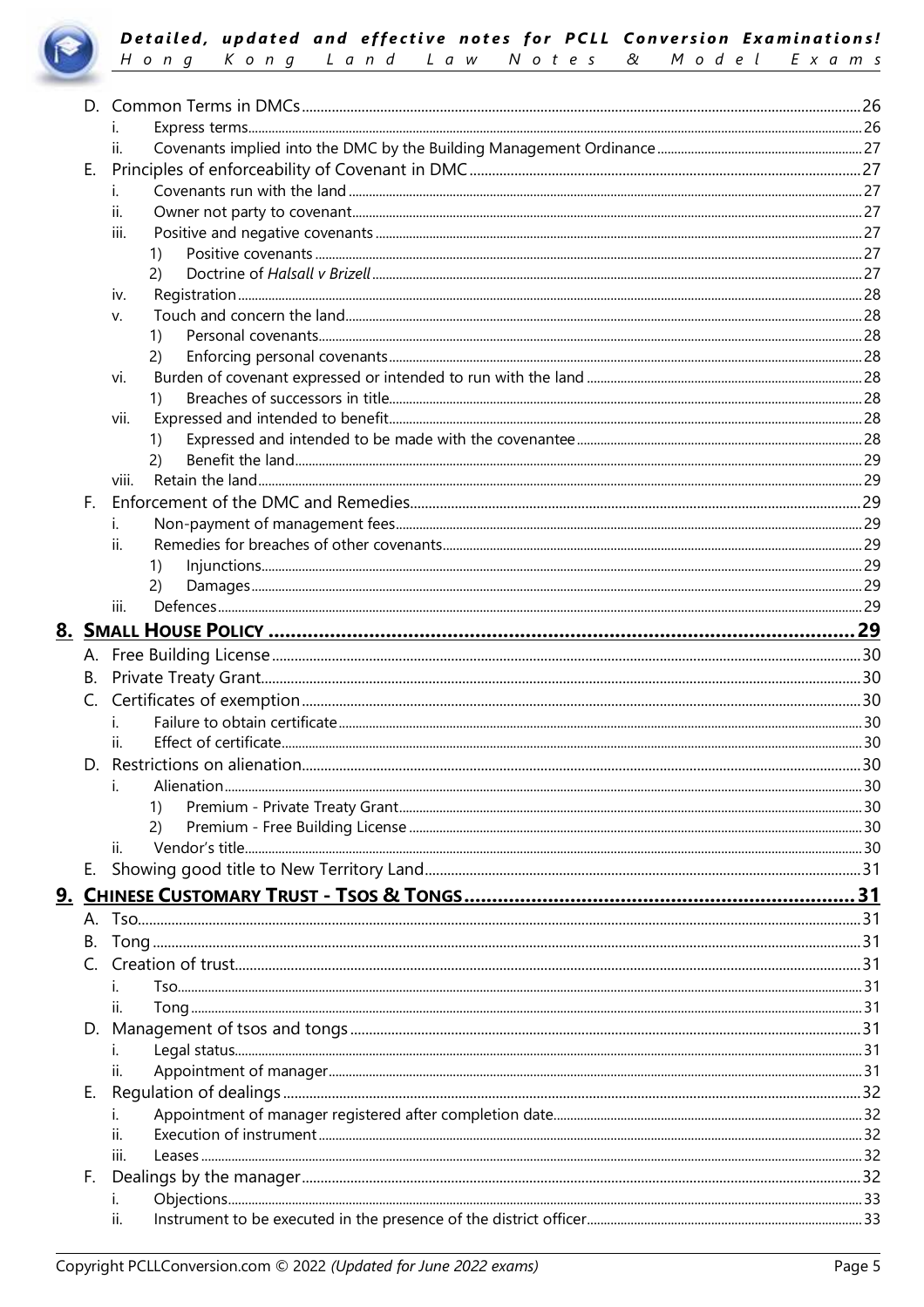D. Common Terms in DMCs ..... 26

- i. Express terms ..... 26
- ii. Covenants implied into the DMC by the Building Management Ordinance ..... 27

E. Principles of enforceability of Covenant in DMC ..... 27

- i. Covenants run with the land ..... 27
- ii. Owner not party to covenant ..... 27
- iii. Positive and negative covenants ..... 27
  - 1) Positive covenants ..... 27
  - 2) Doctrine of *Halsall v Brizell* ..... 27
- iv. Registration ..... 28
- v. Touch and concern the land ..... 28
  - 1) Personal covenants ..... 28
  - 2) Enforcing personal covenants ..... 28
- vi. Burden of covenant expressed or intended to run with the land ..... 28
  - 1) Breaches of successors in title ..... 28
- vii. Expressed and intended to benefit ..... 28
  - 1) Expressed and intended to be made with the covenantee ..... 28
  - 2) Benefit the land ..... 29
- viii. Retain the land ..... 29

F. Enforcement of the DMC and Remedies ..... 29

- i. Non-payment of management fees ..... 29
- ii. Remedies for breaches of other covenants ..... 29
  - 1) Injunctions ..... 29
  - 2) Damages ..... 29
- iii. Defences ..... 29

## 8. SMALL HOUSE POLICY ..... 29

A. Free Building License ..... 30

B. Private Treaty Grant ..... 30

C. Certificates of exemption ..... 30

- i. Failure to obtain certificate ..... 30
- ii. Effect of certificate ..... 30

D. Restrictions on alienation ..... 30

- i. Alienation ..... 30
  - 1) Premium - Private Treaty Grant ..... 30
  - 2) Premium - Free Building License ..... 30
- ii. Vendor's title ..... 30

E. Showing good title to New Territory Land ..... 31

## 9. CHINESE CUSTOMARY TRUST - TSOS & TONGS ..... 31

A. Tso ..... 31

B. Tong ..... 31

C. Creation of trust ..... 31

- i. Tso ..... 31
- ii. Tong ..... 31

D. Management of tsos and tongs ..... 31

- i. Legal status ..... 31
- ii. Appointment of manager ..... 31

E. Regulation of dealings ..... 32

- i. Appointment of manager registered after completion date ..... 32
- ii. Execution of instrument ..... 32
- iii. Leases ..... 32

F. Dealings by the manager ..... 32

- i. Objections ..... 33
- ii. Instrument to be executed in the presence of the district officer ..... 33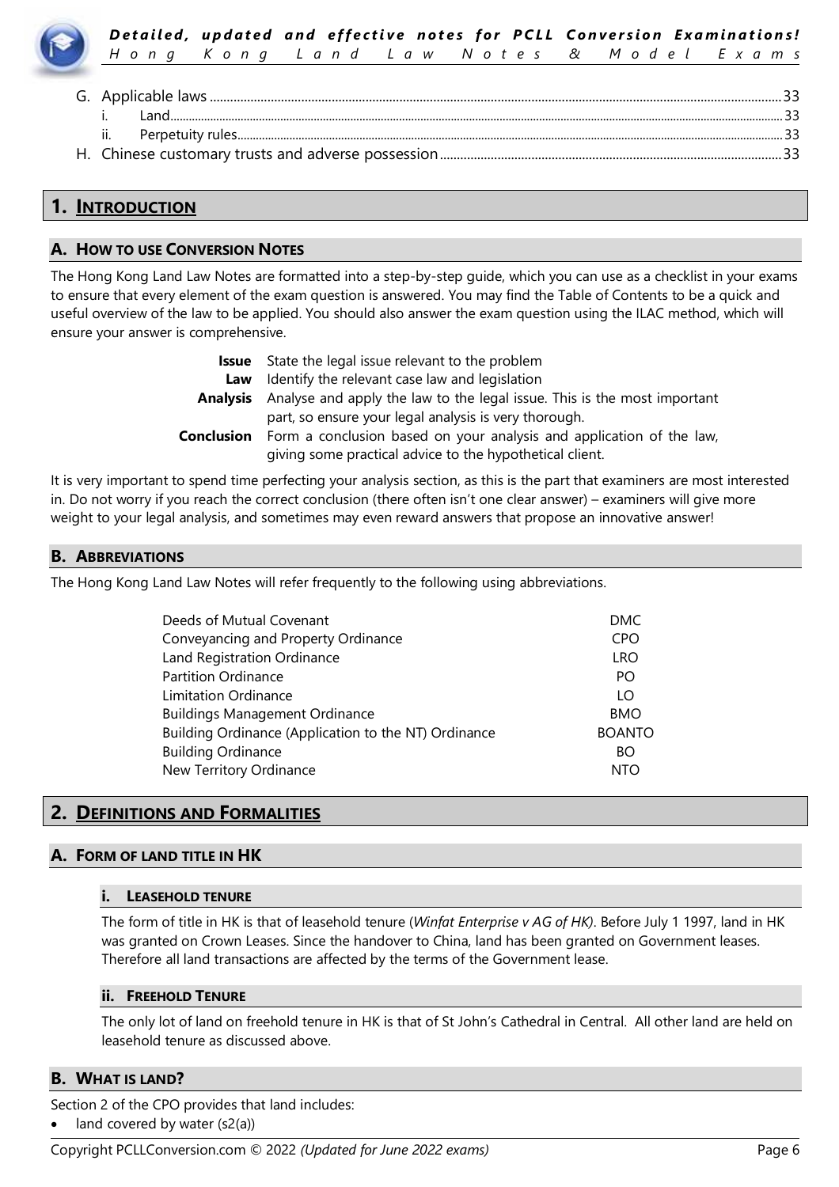G. Applicable laws ........ 33
   i. Land ........ 33
   ii. Perpetuity rules ........ 33
H. Chinese customary trusts and adverse possession ........ 33

# 1. INTRODUCTION

## A. HOW TO USE CONVERSION NOTES

The Hong Kong Land Law Notes are formatted into a step-by-step guide, which you can use as a checklist in your exams to ensure that every element of the exam question is answered. You may find the Table of Contents to be a quick and useful overview of the law to be applied. You should also answer the exam question using the ILAC method, which will ensure your answer is comprehensive.

| | |
|---|---|
| **Issue** | State the legal issue relevant to the problem |
| **Law** | Identify the relevant case law and legislation |
| **Analysis** | Analyse and apply the law to the legal issue. This is the most important part, so ensure your legal analysis is very thorough. |
| **Conclusion** | Form a conclusion based on your analysis and application of the law, giving some practical advice to the hypothetical client. |

It is very important to spend time perfecting your analysis section, as this is the part that examiners are most interested in. Do not worry if you reach the correct conclusion (there often isn't one clear answer) – examiners will give more weight to your legal analysis, and sometimes may even reward answers that propose an innovative answer!

## B. ABBREVIATIONS

The Hong Kong Land Law Notes will refer frequently to the following using abbreviations.

| | |
|---|---|
| Deeds of Mutual Covenant | DMC |
| Conveyancing and Property Ordinance | CPO |
| Land Registration Ordinance | LRO |
| Partition Ordinance | PO |
| Limitation Ordinance | LO |
| Buildings Management Ordinance | BMO |
| Building Ordinance (Application to the NT) Ordinance | BOANTO |
| Building Ordinance | BO |
| New Territory Ordinance | NTO |

# 2. DEFINITIONS AND FORMALITIES

## A. FORM OF LAND TITLE IN HK

### i. LEASEHOLD TENURE

The form of title in HK is that of leasehold tenure (*Winfat Enterprise v AG of HK)*. Before July 1 1997, land in HK was granted on Crown Leases. Since the handover to China, land has been granted on Government leases. Therefore all land transactions are affected by the terms of the Government lease.

### ii. FREEHOLD TENURE

The only lot of land on freehold tenure in HK is that of St John's Cathedral in Central. All other land are held on leasehold tenure as discussed above.

## B. WHAT IS LAND?

Section 2 of the CPO provides that land includes:

- land covered by water (s2(a))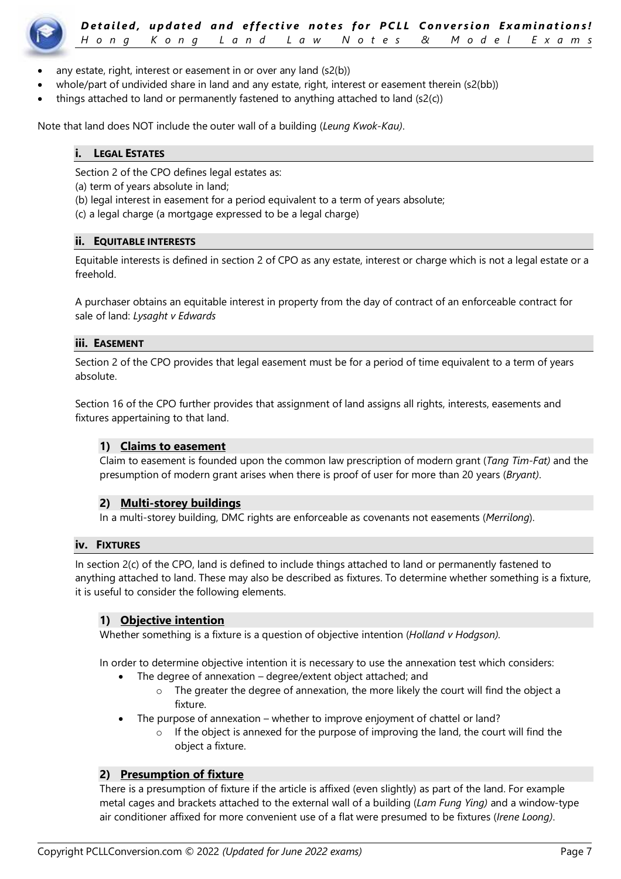- any estate, right, interest or easement in or over any land (s2(b))
- whole/part of undivided share in land and any estate, right, interest or easement therein (s2(bb))
- things attached to land or permanently fastened to anything attached to land (s2(c))

Note that land does NOT include the outer wall of a building (*Leung Kwok-Kau)*.

### i. Legal Estates

Section 2 of the CPO defines legal estates as:
(a) term of years absolute in land;
(b) legal interest in easement for a period equivalent to a term of years absolute;
(c) a legal charge (a mortgage expressed to be a legal charge)

### ii. Equitable interests

Equitable interests is defined in section 2 of CPO as any estate, interest or charge which is not a legal estate or a freehold.

A purchaser obtains an equitable interest in property from the day of contract of an enforceable contract for sale of land: *Lysaght v Edwards*

### iii. Easement

Section 2 of the CPO provides that legal easement must be for a period of time equivalent to a term of years absolute.

Section 16 of the CPO further provides that assignment of land assigns all rights, interests, easements and fixtures appertaining to that land.

#### 1) Claims to easement

Claim to easement is founded upon the common law prescription of modern grant (*Tang Tim-Fat)* and the presumption of modern grant arises when there is proof of user for more than 20 years (*Bryant)*.

#### 2) Multi-storey buildings

In a multi-storey building, DMC rights are enforceable as covenants not easements (*Merrilong*).

### iv. Fixtures

In section 2(c) of the CPO, land is defined to include things attached to land or permanently fastened to anything attached to land. These may also be described as fixtures. To determine whether something is a fixture, it is useful to consider the following elements.

#### 1) Objective intention

Whether something is a fixture is a question of objective intention (*Holland v Hodgson).*

In order to determine objective intention it is necessary to use the annexation test which considers:

- The degree of annexation – degree/extent object attached; and
  - The greater the degree of annexation, the more likely the court will find the object a fixture.
- The purpose of annexation – whether to improve enjoyment of chattel or land?
  - If the object is annexed for the purpose of improving the land, the court will find the object a fixture.

#### 2) Presumption of fixture

There is a presumption of fixture if the article is affixed (even slightly) as part of the land. For example metal cages and brackets attached to the external wall of a building (*Lam Fung Ying)* and a window-type air conditioner affixed for more convenient use of a flat were presumed to be fixtures (*Irene Loong)*.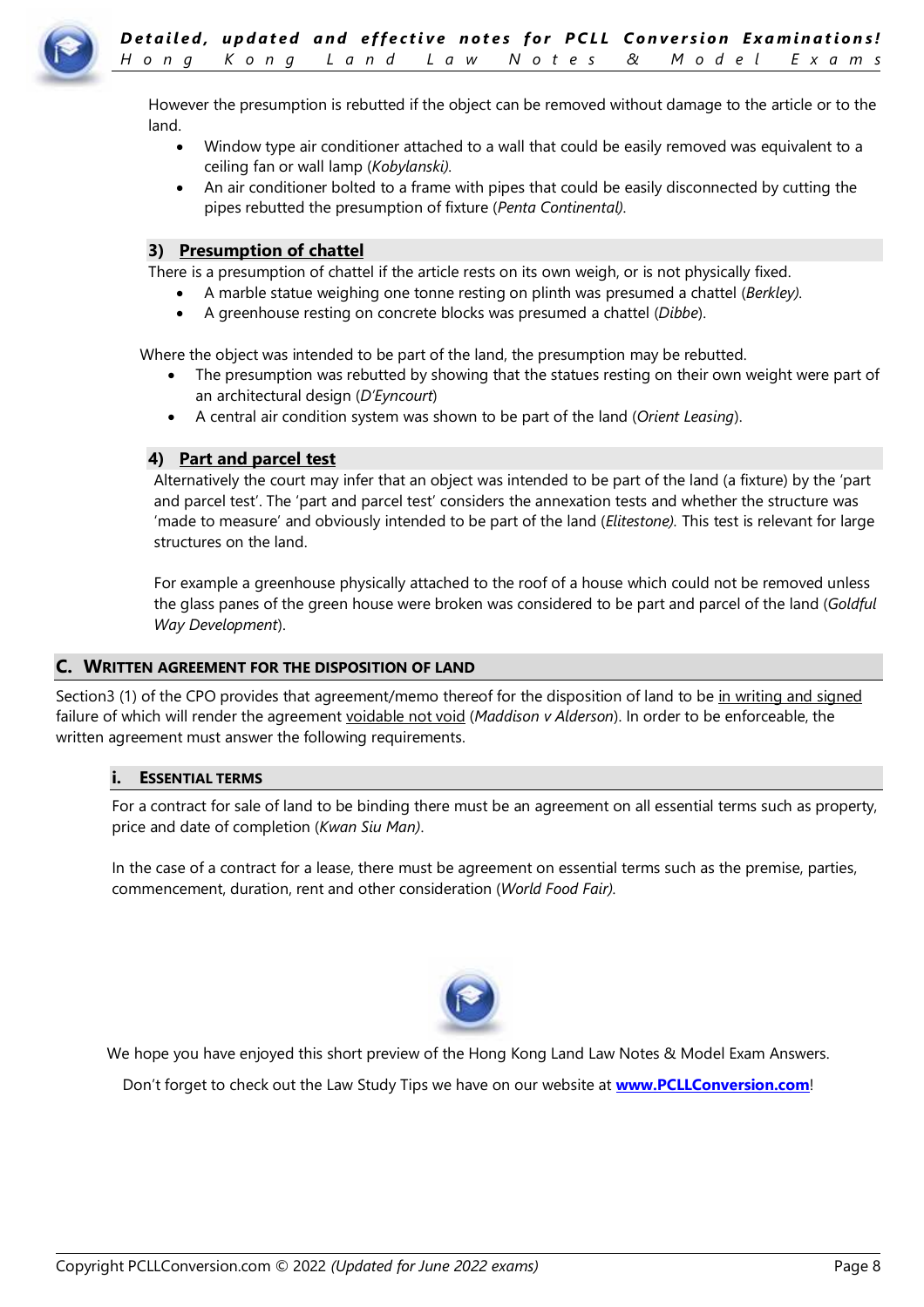However the presumption is rebutted if the object can be removed without damage to the article or to the land.

- Window type air conditioner attached to a wall that could be easily removed was equivalent to a ceiling fan or wall lamp (*Kobylanski)*.
- An air conditioner bolted to a frame with pipes that could be easily disconnected by cutting the pipes rebutted the presumption of fixture (*Penta Continental)*.

### 3) Presumption of chattel

There is a presumption of chattel if the article rests on its own weigh, or is not physically fixed.

- A marble statue weighing one tonne resting on plinth was presumed a chattel (*Berkley)*.
- A greenhouse resting on concrete blocks was presumed a chattel (*Dibbe*).

Where the object was intended to be part of the land, the presumption may be rebutted.

- The presumption was rebutted by showing that the statues resting on their own weight were part of an architectural design (*D'Eyncourt*)
- A central air condition system was shown to be part of the land (*Orient Leasing*).

### 4) Part and parcel test

Alternatively the court may infer that an object was intended to be part of the land (a fixture) by the 'part and parcel test'. The 'part and parcel test' considers the annexation tests and whether the structure was 'made to measure' and obviously intended to be part of the land (*Elitestone)*. This test is relevant for large structures on the land.

For example a greenhouse physically attached to the roof of a house which could not be removed unless the glass panes of the green house were broken was considered to be part and parcel of the land (*Goldful Way Development*).

## C. Written agreement for the disposition of land

Section3 (1) of the CPO provides that agreement/memo thereof for the disposition of land to be in writing and signed failure of which will render the agreement voidable not void (*Maddison v Alderson*). In order to be enforceable, the written agreement must answer the following requirements.

### i. Essential terms

For a contract for sale of land to be binding there must be an agreement on all essential terms such as property, price and date of completion (*Kwan Siu Man)*.

In the case of a contract for a lease, there must be agreement on essential terms such as the premise, parties, commencement, duration, rent and other consideration (*World Food Fair)*.

We hope you have enjoyed this short preview of the Hong Kong Land Law Notes & Model Exam Answers.

Don't forget to check out the Law Study Tips we have on our website at **www.PCLLConversion.com**!